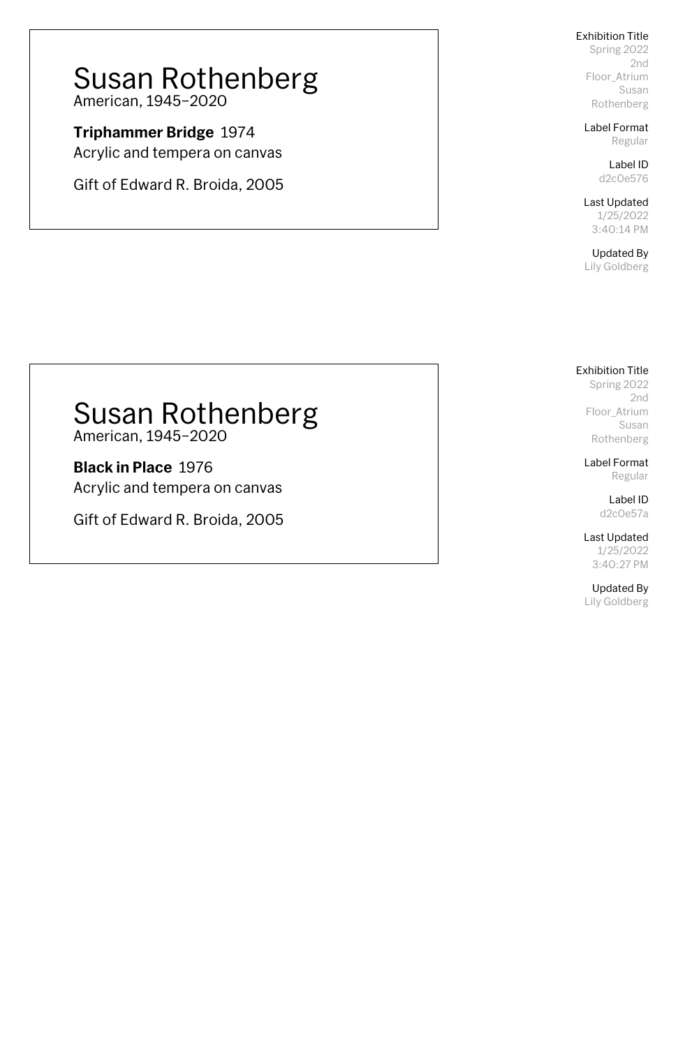# Susan Rothenberg

American, 1945–2020

**Triphammer Bridge** 1974

Acrylic and tempera on canvas

Gift of Edward R. Broida, 2005

Exhibition Title
Spring 2022 2nd Floor_Atrium Susan Rothenberg

Label Format
Regular

Label ID
d2c0e576

Last Updated
1/25/2022 3:40:14 PM

Updated By
Lily Goldberg

# Susan Rothenberg

American, 1945–2020

**Black in Place** 1976

Acrylic and tempera on canvas

Gift of Edward R. Broida, 2005

Exhibition Title
Spring 2022 2nd Floor_Atrium Susan Rothenberg

Label Format
Regular

Label ID
d2c0e57a

Last Updated
1/25/2022 3:40:27 PM

Updated By
Lily Goldberg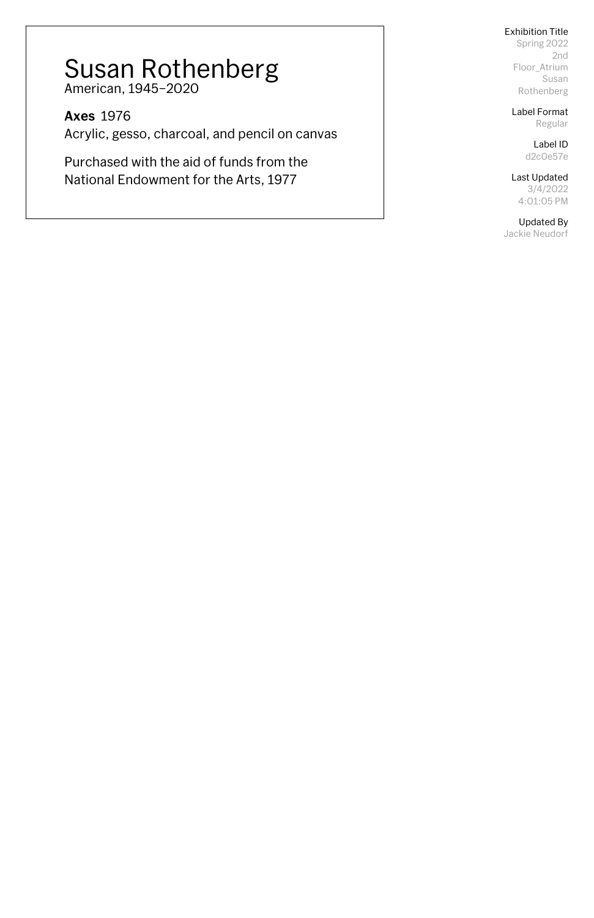# Susan Rothenberg

American, 1945–2020

**Axes** 1976

Acrylic, gesso, charcoal, and pencil on canvas

Purchased with the aid of funds from the National Endowment for the Arts, 1977

Exhibition Title
Spring 2022 2nd Floor_Atrium Susan Rothenberg

Label Format
Regular

Label ID
d2c0e57e

Last Updated
3/4/2022 4:01:05 PM

Updated By
Jackie Neudorf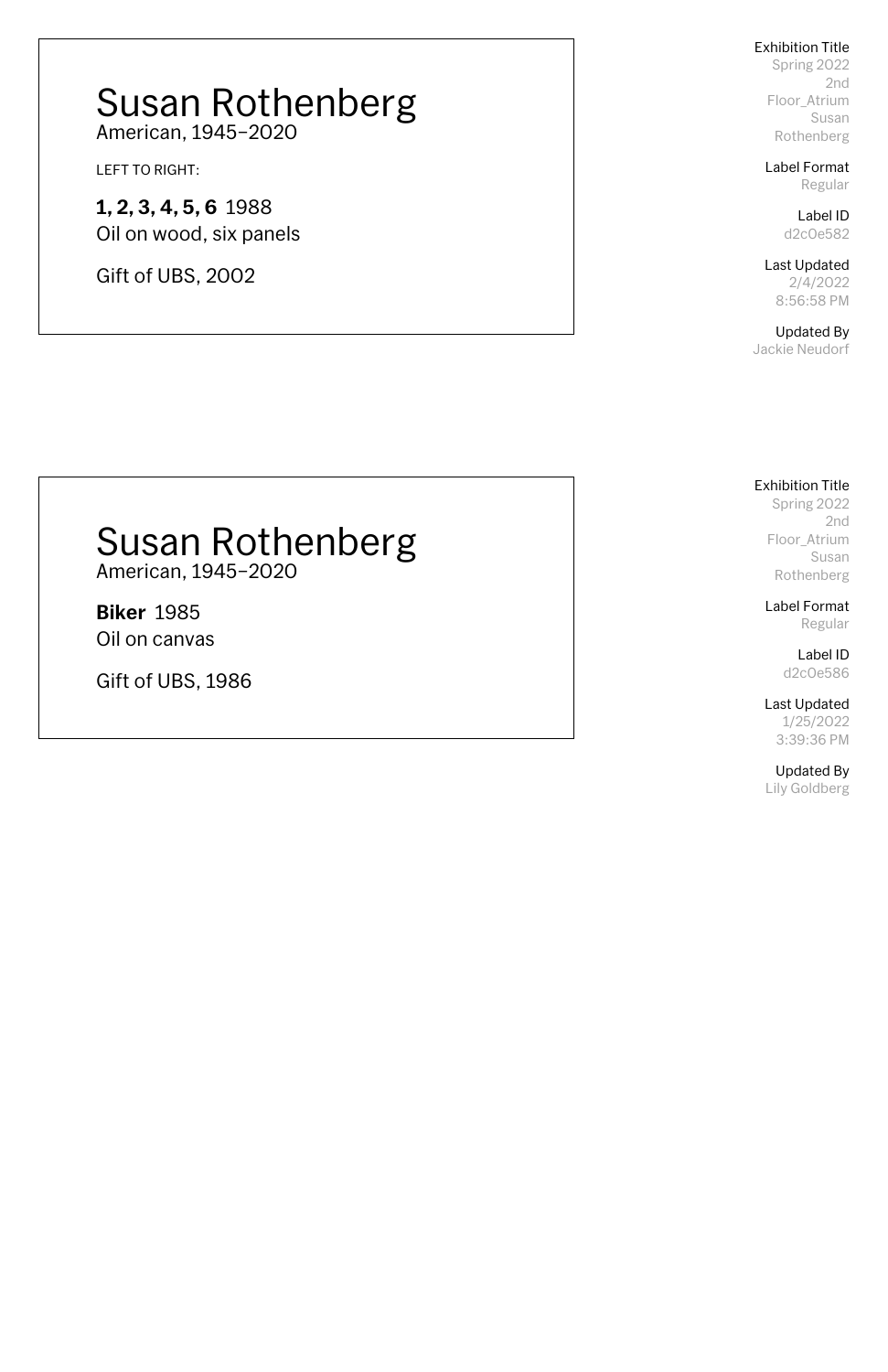# Susan Rothenberg
American, 1945–2020

LEFT TO RIGHT:

**1, 2, 3, 4, 5, 6** 1988
Oil on wood, six panels

Gift of UBS, 2002

Exhibition Title
Spring 2022 2nd Floor_Atrium Susan Rothenberg

Label Format
Regular

Label ID
d2c0e582

Last Updated
2/4/2022 8:56:58 PM

Updated By
Jackie Neudorf

# Susan Rothenberg
American, 1945–2020

**Biker** 1985
Oil on canvas

Gift of UBS, 1986

Exhibition Title
Spring 2022 2nd Floor_Atrium Susan Rothenberg

Label Format
Regular

Label ID
d2c0e586

Last Updated
1/25/2022 3:39:36 PM

Updated By
Lily Goldberg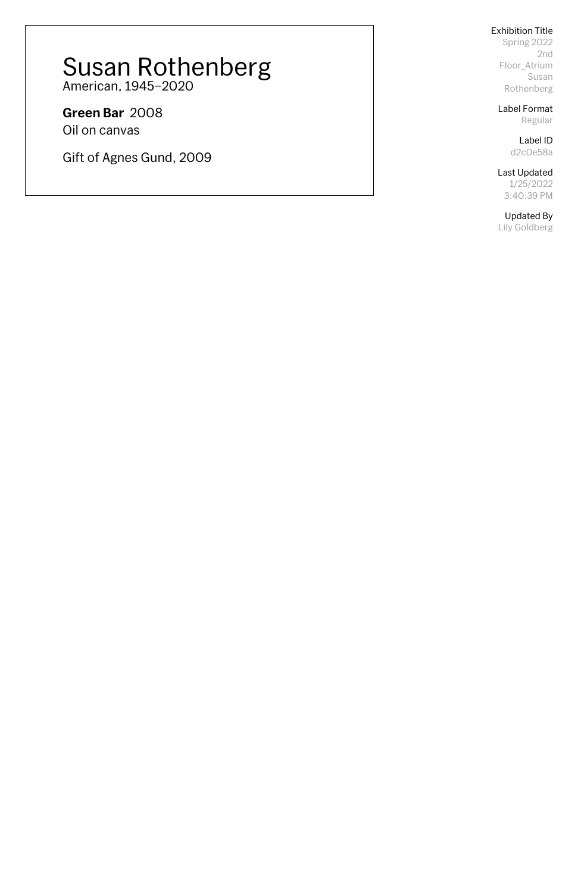# Susan Rothenberg

American, 1945–2020

**Green Bar** 2008
Oil on canvas

Gift of Agnes Gund, 2009

Exhibition Title
Spring 2022 2nd Floor_Atrium Susan Rothenberg

Label Format
Regular

Label ID
d2c0e58a

Last Updated
1/25/2022 3:40:39 PM

Updated By
Lily Goldberg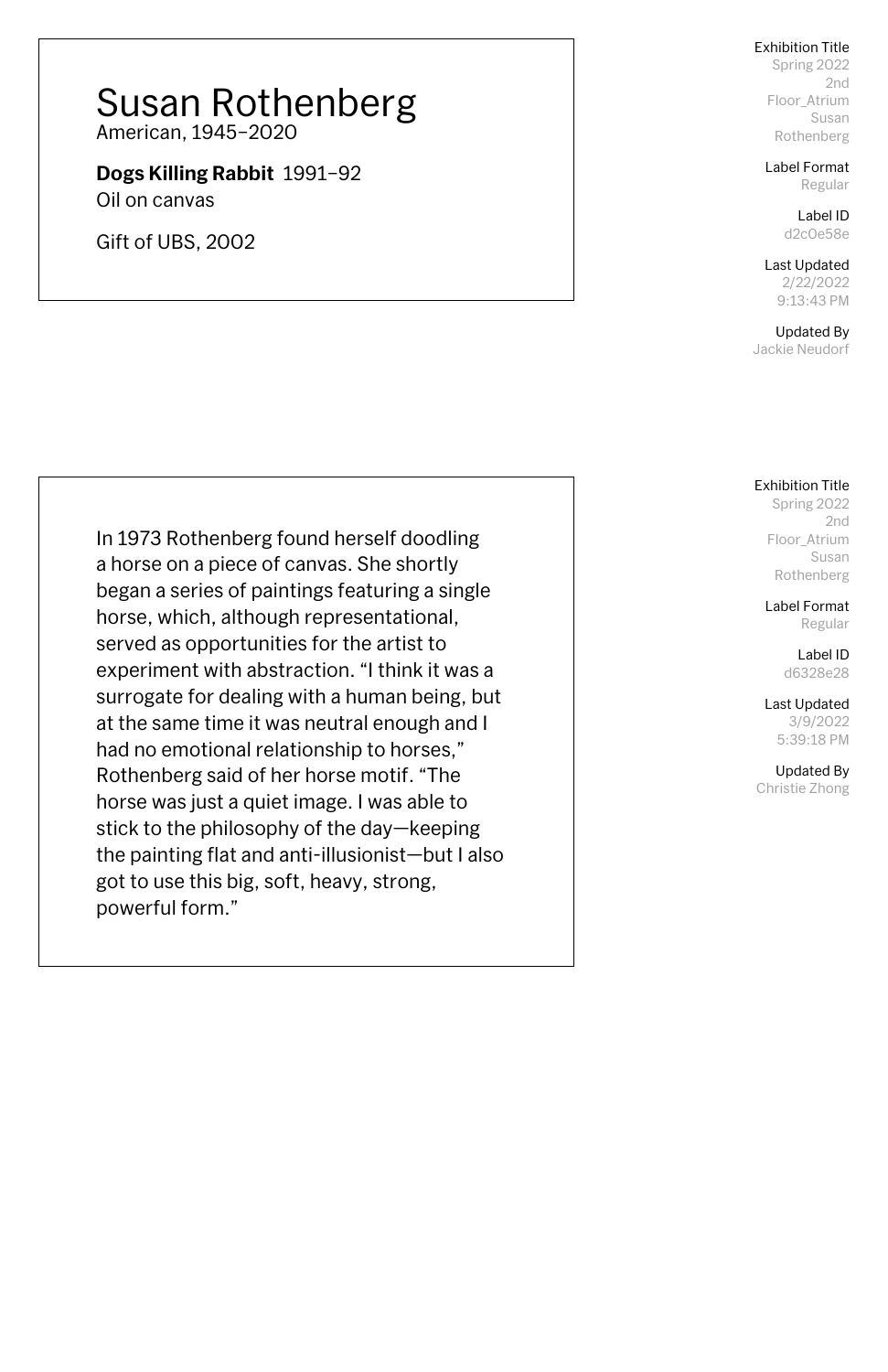# Susan Rothenberg
American, 1945–2020

**Dogs Killing Rabbit** 1991–92
Oil on canvas

Gift of UBS, 2002

Exhibition Title
Spring 2022 2nd Floor_Atrium Susan Rothenberg

Label Format
Regular

Label ID
d2c0e58e

Last Updated
2/22/2022 9:13:43 PM

Updated By
Jackie Neudorf

---

In 1973 Rothenberg found herself doodling a horse on a piece of canvas. She shortly began a series of paintings featuring a single horse, which, although representational, served as opportunities for the artist to experiment with abstraction. "I think it was a surrogate for dealing with a human being, but at the same time it was neutral enough and I had no emotional relationship to horses," Rothenberg said of her horse motif. "The horse was just a quiet image. I was able to stick to the philosophy of the day—keeping the painting flat and anti-illusionist—but I also got to use this big, soft, heavy, strong, powerful form."

Exhibition Title
Spring 2022 2nd Floor_Atrium Susan Rothenberg

Label Format
Regular

Label ID
d6328e28

Last Updated
3/9/2022 5:39:18 PM

Updated By
Christie Zhong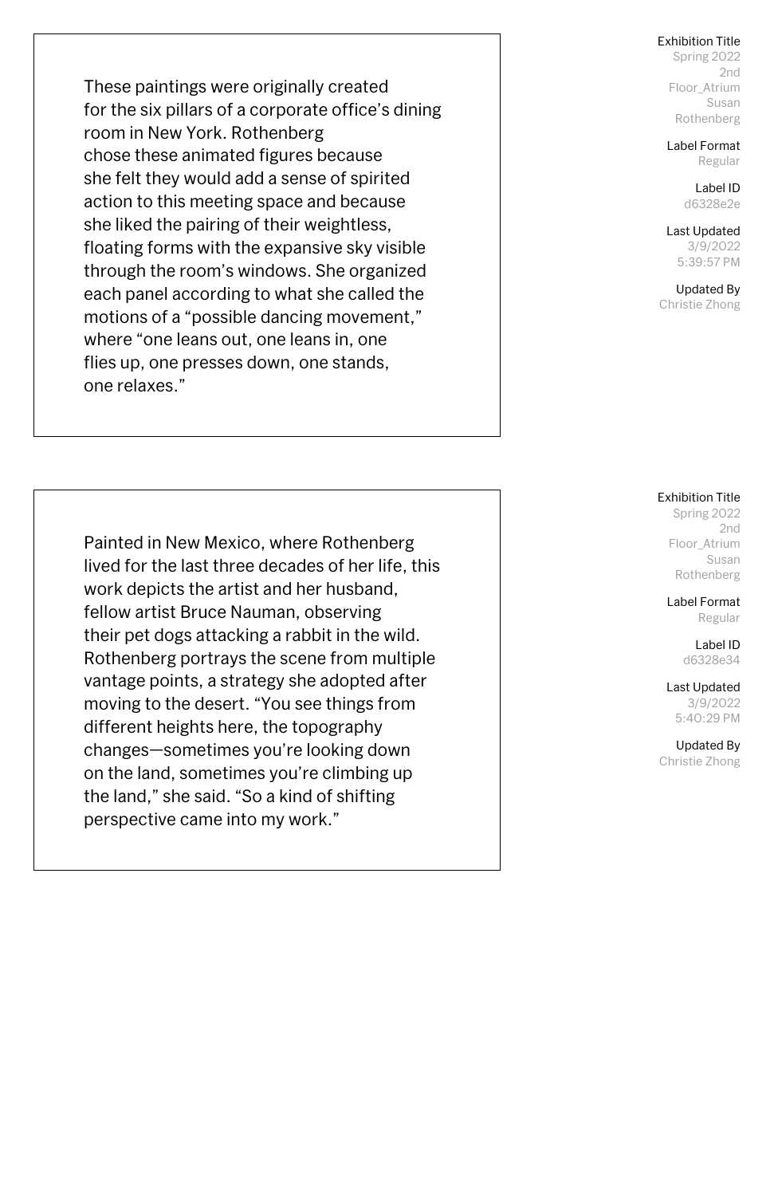These paintings were originally created for the six pillars of a corporate office's dining room in New York. Rothenberg chose these animated figures because she felt they would add a sense of spirited action to this meeting space and because she liked the pairing of their weightless, floating forms with the expansive sky visible through the room's windows. She organized each panel according to what she called the motions of a "possible dancing movement," where "one leans out, one leans in, one flies up, one presses down, one stands, one relaxes."

Exhibition Title
Spring 2022 2nd Floor_Atrium Susan Rothenberg

Label Format
Regular

Label ID
d6328e2e

Last Updated
3/9/2022 5:39:57 PM

Updated By
Christie Zhong

Painted in New Mexico, where Rothenberg lived for the last three decades of her life, this work depicts the artist and her husband, fellow artist Bruce Nauman, observing their pet dogs attacking a rabbit in the wild. Rothenberg portrays the scene from multiple vantage points, a strategy she adopted after moving to the desert. "You see things from different heights here, the topography changes—sometimes you're looking down on the land, sometimes you're climbing up the land," she said. "So a kind of shifting perspective came into my work."

Exhibition Title
Spring 2022 2nd Floor_Atrium Susan Rothenberg

Label Format
Regular

Label ID
d6328e34

Last Updated
3/9/2022 5:40:29 PM

Updated By
Christie Zhong